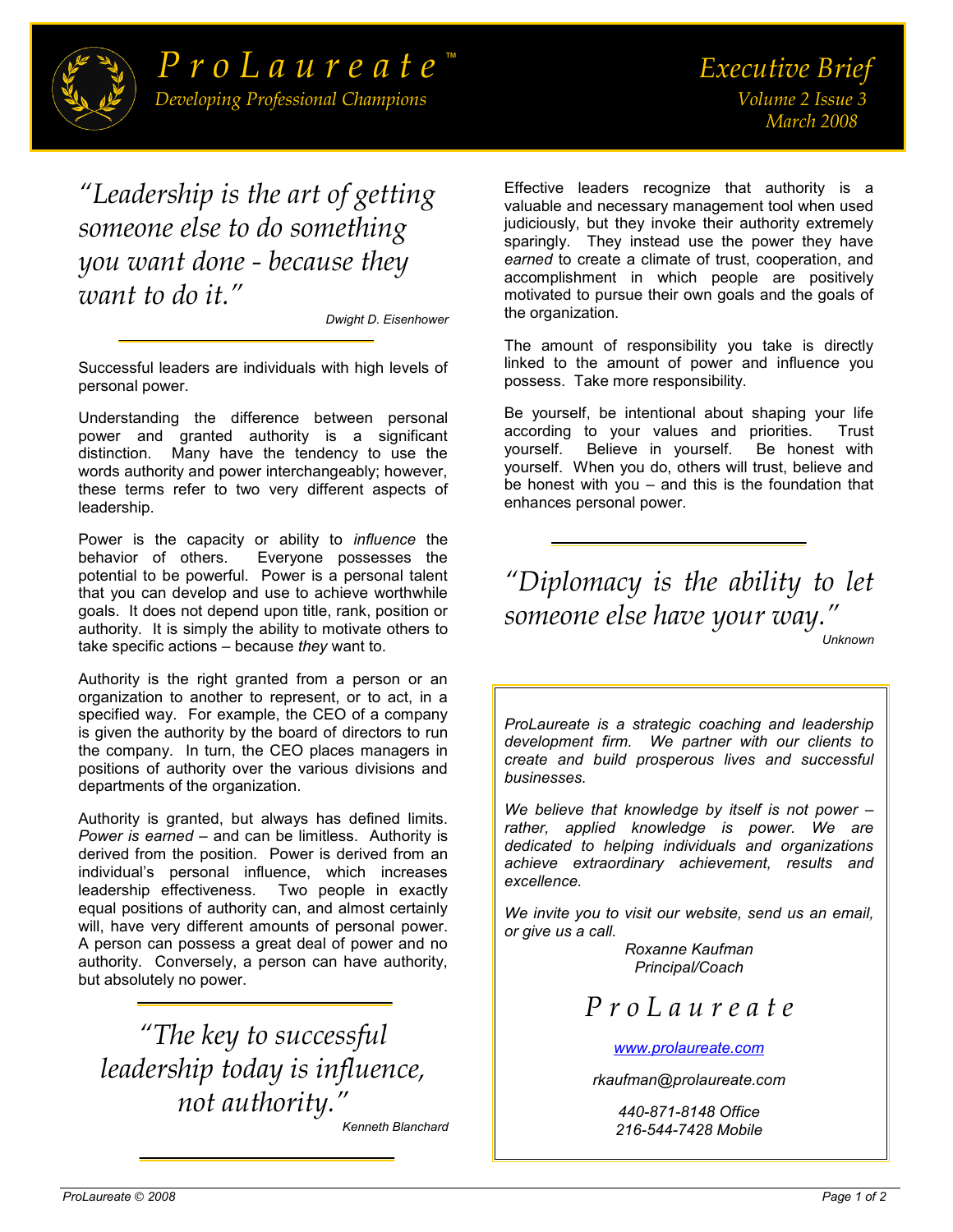# ProLaureate™

*Developing Professional Champions*

## Executive Brief

*Volume 2 Issue 3*
*March 2008*

> *"Leadership is the art of getting someone else to do something you want done - because they want to do it."*
>
> *Dwight D. Eisenhower*

Successful leaders are individuals with high levels of personal power.

Understanding the difference between personal power and granted authority is a significant distinction. Many have the tendency to use the words authority and power interchangeably; however, these terms refer to two very different aspects of leadership.

Power is the capacity or ability to *influence* the behavior of others. Everyone possesses the potential to be powerful. Power is a personal talent that you can develop and use to achieve worthwhile goals. It does not depend upon title, rank, position or authority. It is simply the ability to motivate others to take specific actions – because *they* want to.

Authority is the right granted from a person or an organization to another to represent, or to act, in a specified way. For example, the CEO of a company is given the authority by the board of directors to run the company. In turn, the CEO places managers in positions of authority over the various divisions and departments of the organization.

Authority is granted, but always has defined limits. *Power is earned* – and can be limitless. Authority is derived from the position. Power is derived from an individual's personal influence, which increases leadership effectiveness. Two people in exactly equal positions of authority can, and almost certainly will, have very different amounts of personal power. A person can possess a great deal of power and no authority. Conversely, a person can have authority, but absolutely no power.

> *"The key to successful leadership today is influence, not authority."*
>
> *Kenneth Blanchard*

Effective leaders recognize that authority is a valuable and necessary management tool when used judiciously, but they invoke their authority extremely sparingly. They instead use the power they have *earned* to create a climate of trust, cooperation, and accomplishment in which people are positively motivated to pursue their own goals and the goals of the organization.

The amount of responsibility you take is directly linked to the amount of power and influence you possess. Take more responsibility.

Be yourself, be intentional about shaping your life according to your values and priorities. Trust yourself. Believe in yourself. Be honest with yourself. When you do, others will trust, believe and be honest with you – and this is the foundation that enhances personal power.

> *"Diplomacy is the ability to let someone else have your way."*
>
> *Unknown*

*ProLaureate is a strategic coaching and leadership development firm. We partner with our clients to create and build prosperous lives and successful businesses.*

*We believe that knowledge by itself is not power – rather, applied knowledge is power. We are dedicated to helping individuals and organizations achieve extraordinary achievement, results and excellence.*

*We invite you to visit our website, send us an email, or give us a call.*

*Roxanne Kaufman*
*Principal/Coach*

*ProLaureate*

*[www.prolaureate.com](http://www.prolaureate.com)*

*rkaufman@prolaureate.com*

*440-871-8148 Office*
*216-544-7428 Mobile*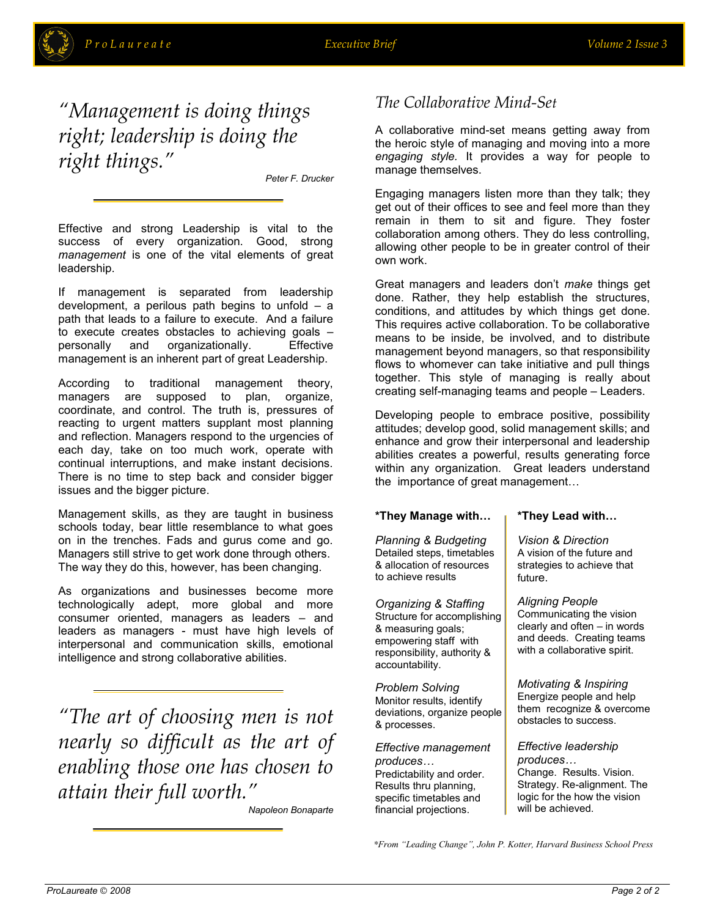*"Management is doing things right; leadership is doing the right things."*

*Peter F. Drucker*

Effective and strong Leadership is vital to the success of every organization. Good, strong *management* is one of the vital elements of great leadership.

If management is separated from leadership development, a perilous path begins to unfold – a path that leads to a failure to execute. And a failure to execute creates obstacles to achieving goals – personally and organizationally. Effective management is an inherent part of great Leadership.

According to traditional management theory, managers are supposed to plan, organize, coordinate, and control. The truth is, pressures of reacting to urgent matters supplant most planning and reflection. Managers respond to the urgencies of each day, take on too much work, operate with continual interruptions, and make instant decisions. There is no time to step back and consider bigger issues and the bigger picture.

Management skills, as they are taught in business schools today, bear little resemblance to what goes on in the trenches. Fads and gurus come and go. Managers still strive to get work done through others. The way they do this, however, has been changing.

As organizations and businesses become more technologically adept, more global and more consumer oriented, managers as leaders – and leaders as managers - must have high levels of interpersonal and communication skills, emotional intelligence and strong collaborative abilities.

*"The art of choosing men is not nearly so difficult as the art of enabling those one has chosen to attain their full worth."*

*Napoleon Bonaparte*

## The Collaborative Mind-Set

A collaborative mind-set means getting away from the heroic style of managing and moving into a more *engaging style*. It provides a way for people to manage themselves.

Engaging managers listen more than they talk; they get out of their offices to see and feel more than they remain in them to sit and figure. They foster collaboration among others. They do less controlling, allowing other people to be in greater control of their own work.

Great managers and leaders don't *make* things get done. Rather, they help establish the structures, conditions, and attitudes by which things get done. This requires active collaboration. To be collaborative means to be inside, be involved, and to distribute management beyond managers, so that responsibility flows to whomever can take initiative and pull things together. This style of managing is really about creating self-managing teams and people – Leaders.

Developing people to embrace positive, possibility attitudes; develop good, solid management skills; and enhance and grow their interpersonal and leadership abilities creates a powerful, results generating force within any organization. Great leaders understand the importance of great management…

| **\*They Manage with…** | **\*They Lead with…** |
|---|---|
| *Planning & Budgeting*<br>Detailed steps, timetables & allocation of resources to achieve results | *Vision & Direction*<br>A vision of the future and strategies to achieve that future. |
| *Organizing & Staffing*<br>Structure for accomplishing & measuring goals; empowering staff with responsibility, authority & accountability. | *Aligning People*<br>Communicating the vision clearly and often – in words and deeds. Creating teams with a collaborative spirit. |
| *Problem Solving*<br>Monitor results, identify deviations, organize people & processes. | *Motivating & Inspiring*<br>Energize people and help them recognize & overcome obstacles to success. |
| *Effective management produces…*<br>Predictability and order. Results thru planning, specific timetables and financial projections. | *Effective leadership produces…*<br>Change. Results. Vision. Strategy. Re-alignment. The logic for the how the vision will be achieved. |

*\*From "Leading Change", John P. Kotter, Harvard Business School Press*